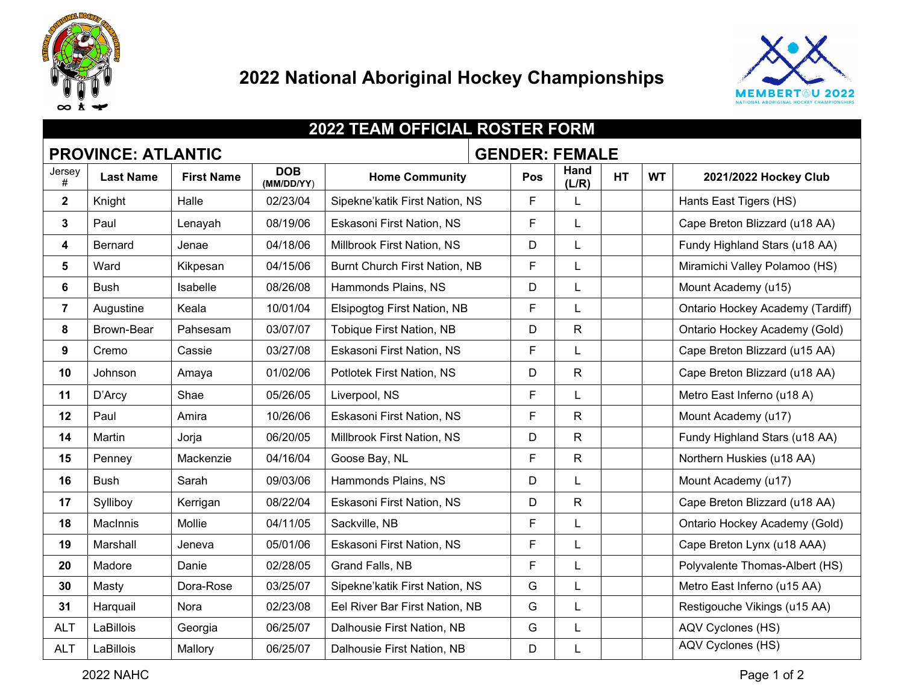# 2022 National Aboriginal Hockey Championships

## 2022 TEAM OFFICIAL ROSTER FORM

**PROVINCE: ATLANTIC** | **GENDER: FEMALE**

| Jersey # | Last Name | First Name | DOB (MM/DD/YY) | Home Community | Pos | Hand (L/R) | HT | WT | 2021/2022 Hockey Club |
|---|---|---|---|---|---|---|---|---|---|
| 2 | Knight | Halle | 02/23/04 | Sipekne'katik First Nation, NS | F | L | | | Hants East Tigers (HS) |
| 3 | Paul | Lenayah | 08/19/06 | Eskasoni First Nation, NS | F | L | | | Cape Breton Blizzard (u18 AA) |
| 4 | Bernard | Jenae | 04/18/06 | Millbrook First Nation, NS | D | L | | | Fundy Highland Stars (u18 AA) |
| 5 | Ward | Kikpesan | 04/15/06 | Burnt Church First Nation, NB | F | L | | | Miramichi Valley Polamoo (HS) |
| 6 | Bush | Isabelle | 08/26/08 | Hammonds Plains, NS | D | L | | | Mount Academy (u15) |
| 7 | Augustine | Keala | 10/01/04 | Elsipogtog First Nation, NB | F | L | | | Ontario Hockey Academy (Tardiff) |
| 8 | Brown-Bear | Pahsesam | 03/07/07 | Tobique First Nation, NB | D | R | | | Ontario Hockey Academy (Gold) |
| 9 | Cremo | Cassie | 03/27/08 | Eskasoni First Nation, NS | F | L | | | Cape Breton Blizzard (u15 AA) |
| 10 | Johnson | Amaya | 01/02/06 | Potlotek First Nation, NS | D | R | | | Cape Breton Blizzard (u18 AA) |
| 11 | D'Arcy | Shae | 05/26/05 | Liverpool, NS | F | L | | | Metro East Inferno (u18 A) |
| 12 | Paul | Amira | 10/26/06 | Eskasoni First Nation, NS | F | R | | | Mount Academy (u17) |
| 14 | Martin | Jorja | 06/20/05 | Millbrook First Nation, NS | D | R | | | Fundy Highland Stars (u18 AA) |
| 15 | Penney | Mackenzie | 04/16/04 | Goose Bay, NL | F | R | | | Northern Huskies (u18 AA) |
| 16 | Bush | Sarah | 09/03/06 | Hammonds Plains, NS | D | L | | | Mount Academy (u17) |
| 17 | Sylliboy | Kerrigan | 08/22/04 | Eskasoni First Nation, NS | D | R | | | Cape Breton Blizzard (u18 AA) |
| 18 | MacInnis | Mollie | 04/11/05 | Sackville, NB | F | L | | | Ontario Hockey Academy (Gold) |
| 19 | Marshall | Jeneva | 05/01/06 | Eskasoni First Nation, NS | F | L | | | Cape Breton Lynx (u18 AAA) |
| 20 | Madore | Danie | 02/28/05 | Grand Falls, NB | F | L | | | Polyvalente Thomas-Albert (HS) |
| 30 | Masty | Dora-Rose | 03/25/07 | Sipekne'katik First Nation, NS | G | L | | | Metro East Inferno (u15 AA) |
| 31 | Harquail | Nora | 02/23/08 | Eel River Bar First Nation, NB | G | L | | | Restigouche Vikings (u15 AA) |
| ALT | LaBillois | Georgia | 06/25/07 | Dalhousie First Nation, NB | G | L | | | AQV Cyclones (HS) |
| ALT | LaBillois | Mallory | 06/25/07 | Dalhousie First Nation, NB | D | L | | | AQV Cyclones (HS) |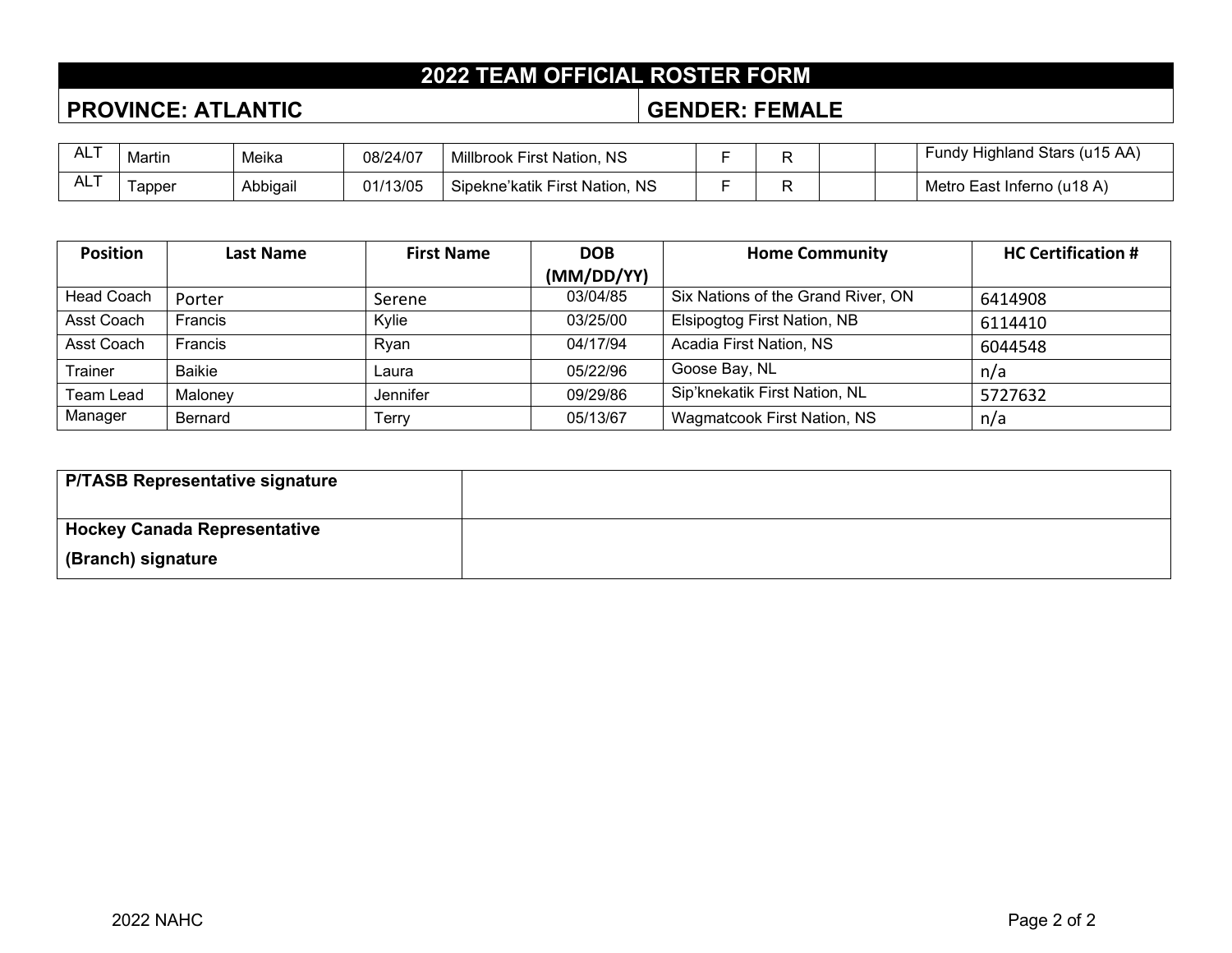# 2022 TEAM OFFICIAL ROSTER FORM

| **PROVINCE: ATLANTIC** | **GENDER: FEMALE** |
|---|---|

| | | | | | | | | | |
|---|---|---|---|---|---|---|---|---|---|
| ALT | Martin | Meika | 08/24/07 | Millbrook First Nation, NS | F | R | | | Fundy Highland Stars (u15 AA) |
| ALT | Tapper | Abbigail | 01/13/05 | Sipekne'katik First Nation, NS | F | R | | | Metro East Inferno (u18 A) |

| Position | Last Name | First Name | DOB (MM/DD/YY) | Home Community | HC Certification # |
|---|---|---|---|---|---|
| Head Coach | Porter | Serene | 03/04/85 | Six Nations of the Grand River, ON | 6414908 |
| Asst Coach | Francis | Kylie | 03/25/00 | Elsipogtog First Nation, NB | 6114410 |
| Asst Coach | Francis | Ryan | 04/17/94 | Acadia First Nation, NS | 6044548 |
| Trainer | Baikie | Laura | 05/22/96 | Goose Bay, NL | n/a |
| Team Lead | Maloney | Jennifer | 09/29/86 | Sip'knekatik First Nation, NL | 5727632 |
| Manager | Bernard | Terry | 05/13/67 | Wagmatcook First Nation, NS | n/a |

| | |
|---|---|
| **P/TASB Representative signature** | |
| **Hockey Canada Representative (Branch) signature** | |

2022 NAHC